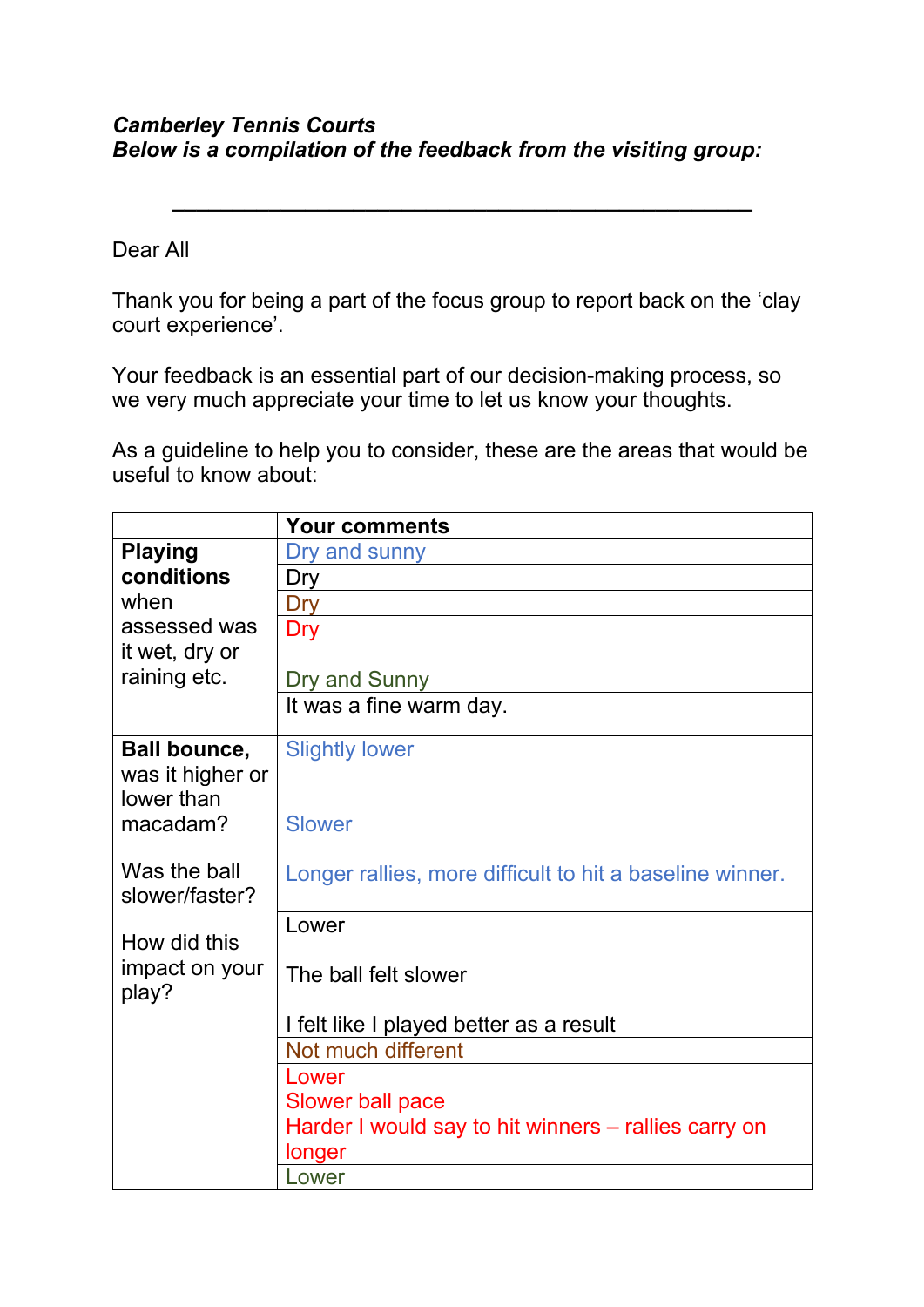***Camberley Tennis Courts***
***Below is a compilation of the feedback from the visiting group:***

---

Dear All

Thank you for being a part of the focus group to report back on the 'clay court experience'.

Your feedback is an essential part of our decision-making process, so we very much appreciate your time to let us know your thoughts.

As a guideline to help you to consider, these are the areas that would be useful to know about:

| | **Your comments** |
|---|---|
| **Playing conditions** when assessed was it wet, dry or raining etc. | Dry and sunny |
| | Dry |
| | Dry |
| | Dry |
| | Dry and Sunny |
| | It was a fine warm day. |
| **Ball bounce,** was it higher or lower than macadam? Was the ball slower/faster? How did this impact on your play? | Slightly lower<br><br>Slower<br><br>Longer rallies, more difficult to hit a baseline winner. |
| | Lower<br><br>The ball felt slower<br><br>I felt like I played better as a result |
| | Not much different |
| | Lower<br>Slower ball pace<br>Harder I would say to hit winners – rallies carry on longer |
| | Lower |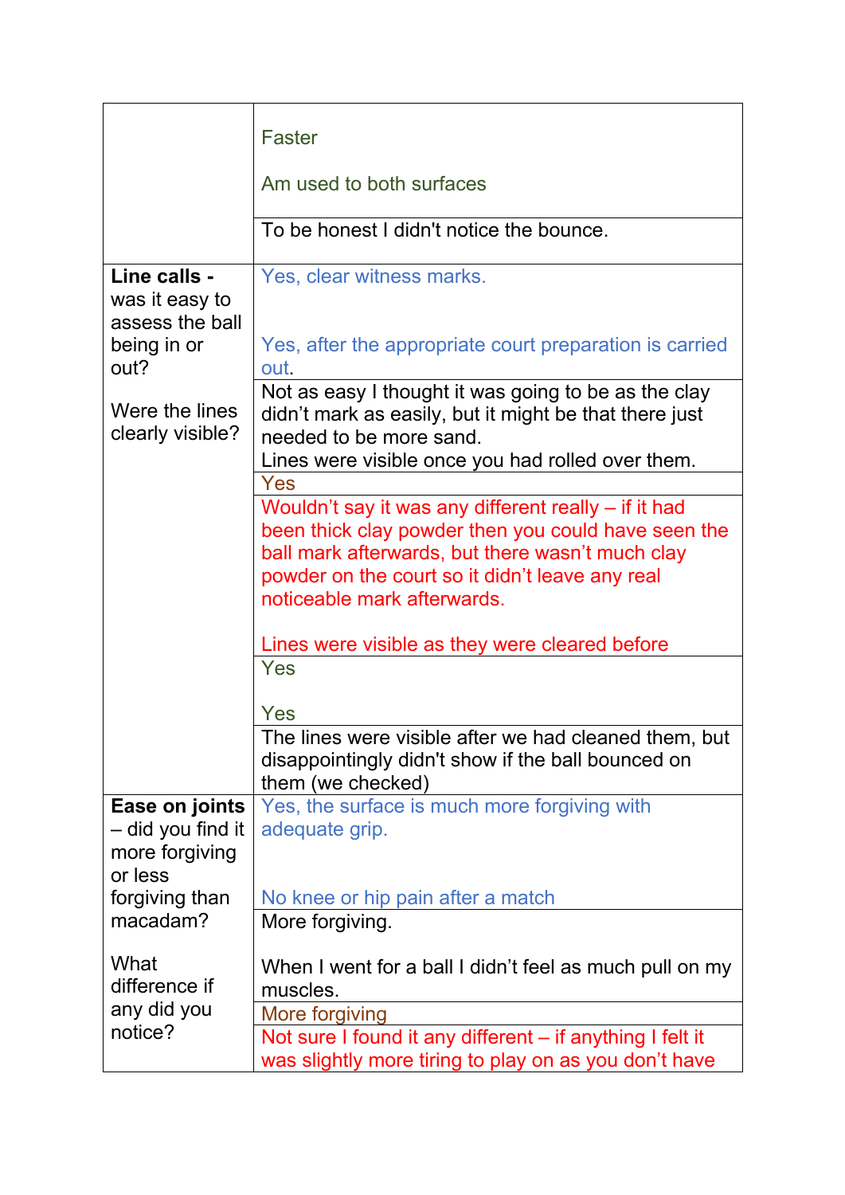| | |
|---|---|
| | Faster<br><br>Am used to both surfaces |
| | To be honest I didn't notice the bounce. |
| **Line calls -** was it easy to assess the ball being in or out?<br><br>Were the lines clearly visible? | Yes, clear witness marks.<br><br><br>Yes, after the appropriate court preparation is carried out. |
| | Not as easy I thought it was going to be as the clay didn't mark as easily, but it might be that there just needed to be more sand.<br>Lines were visible once you had rolled over them. |
| | Yes |
| | Wouldn't say it was any different really – if it had been thick clay powder then you could have seen the ball mark afterwards, but there wasn't much clay powder on the court so it didn't leave any real noticeable mark afterwards.<br><br>Lines were visible as they were cleared before |
| | Yes<br><br>Yes |
| | The lines were visible after we had cleaned them, but disappointingly didn't show if the ball bounced on them (we checked) |
| **Ease on joints** – did you find it more forgiving or less forgiving than macadam?<br><br>What difference if any did you notice? | Yes, the surface is much more forgiving with adequate grip.<br><br><br>No knee or hip pain after a match |
| | More forgiving.<br><br>When I went for a ball I didn't feel as much pull on my muscles. |
| | More forgiving |
| | Not sure I found it any different – if anything I felt it was slightly more tiring to play on as you don't have |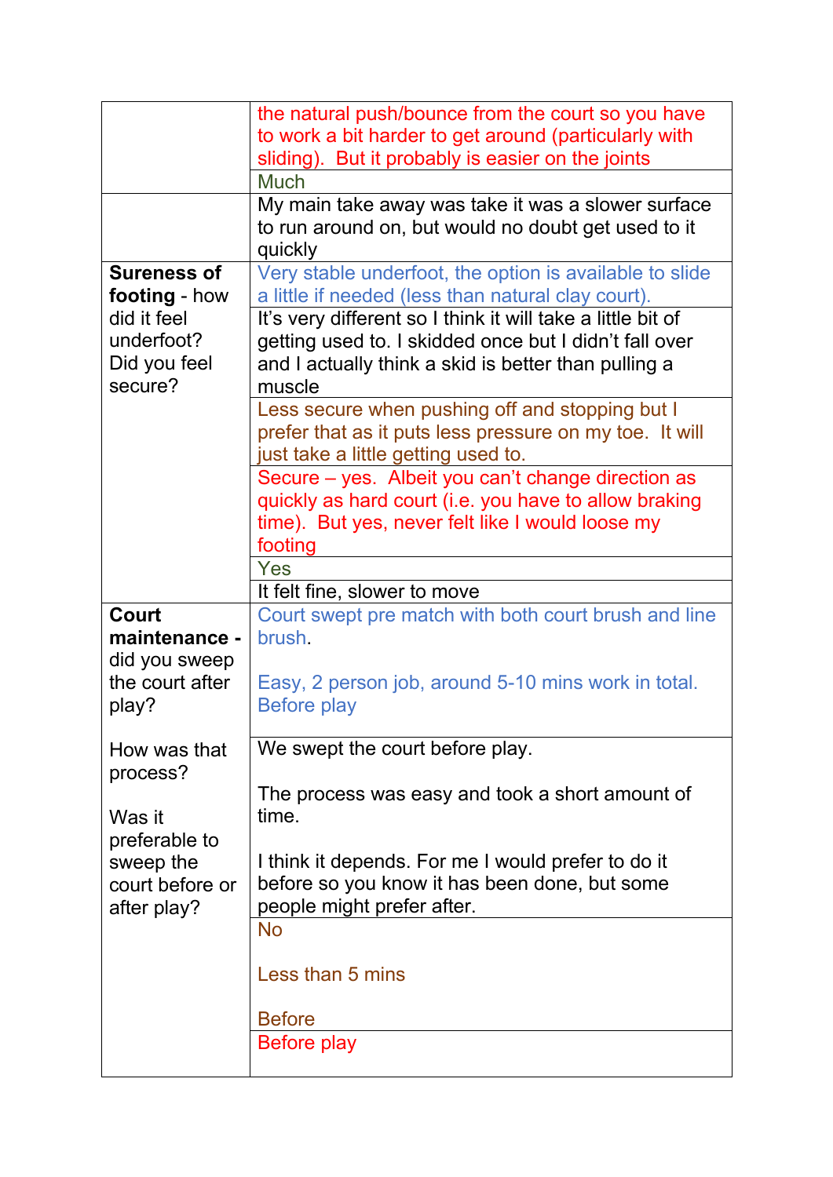| | |
|---|---|
| | the natural push/bounce from the court so you have to work a bit harder to get around (particularly with sliding). But it probably is easier on the joints |
| | Much |
| | My main take away was take it was a slower surface to run around on, but would no doubt get used to it quickly |
| **Sureness of footing** - how did it feel underfoot? Did you feel secure? | Very stable underfoot, the option is available to slide a little if needed (less than natural clay court). |
| | It's very different so I think it will take a little bit of getting used to. I skidded once but I didn't fall over and I actually think a skid is better than pulling a muscle |
| | Less secure when pushing off and stopping but I prefer that as it puts less pressure on my toe. It will just take a little getting used to. |
| | Secure – yes. Albeit you can't change direction as quickly as hard court (i.e. you have to allow braking time). But yes, never felt like I would loose my footing |
| | Yes |
| | It felt fine, slower to move |
| **Court maintenance -** did you sweep the court after play?<br><br>How was that process?<br><br>Was it preferable to sweep the court before or after play? | Court swept pre match with both court brush and line brush.<br><br>Easy, 2 person job, around 5-10 mins work in total. Before play |
| | We swept the court before play.<br><br>The process was easy and took a short amount of time.<br><br>I think it depends. For me I would prefer to do it before so you know it has been done, but some people might prefer after. |
| | No<br><br>Less than 5 mins<br><br>Before |
| | Before play |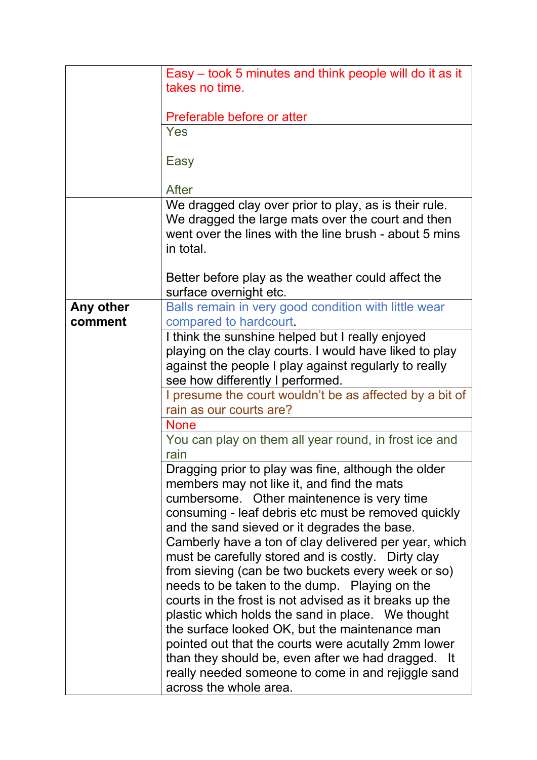| | |
|---|---|
| | Easy – took 5 minutes and think people will do it as it takes no time.<br><br>Preferable before or atter |
| | Yes<br><br>Easy<br><br>After |
| | We dragged clay over prior to play, as is their rule. We dragged the large mats over the court and then went over the lines with the line brush - about 5 mins in total.<br><br>Better before play as the weather could affect the surface overnight etc. |
| **Any other comment** | Balls remain in very good condition with little wear compared to hardcourt. |
| | I think the sunshine helped but I really enjoyed playing on the clay courts. I would have liked to play against the people I play against regularly to really see how differently I performed. |
| | I presume the court wouldn't be as affected by a bit of rain as our courts are? |
| | None |
| | You can play on them all year round, in frost ice and rain |
| | Dragging prior to play was fine, although the older members may not like it, and find the mats cumbersome. Other maintenence is very time consuming - leaf debris etc must be removed quickly and the sand sieved or it degrades the base. Camberly have a ton of clay delivered per year, which must be carefully stored and is costly. Dirty clay from sieving (can be two buckets every week or so) needs to be taken to the dump. Playing on the courts in the frost is not advised as it breaks up the plastic which holds the sand in place. We thought the surface looked OK, but the maintenance man pointed out that the courts were acutally 2mm lower than they should be, even after we had dragged. It really needed someone to come in and rejiggle sand across the whole area. |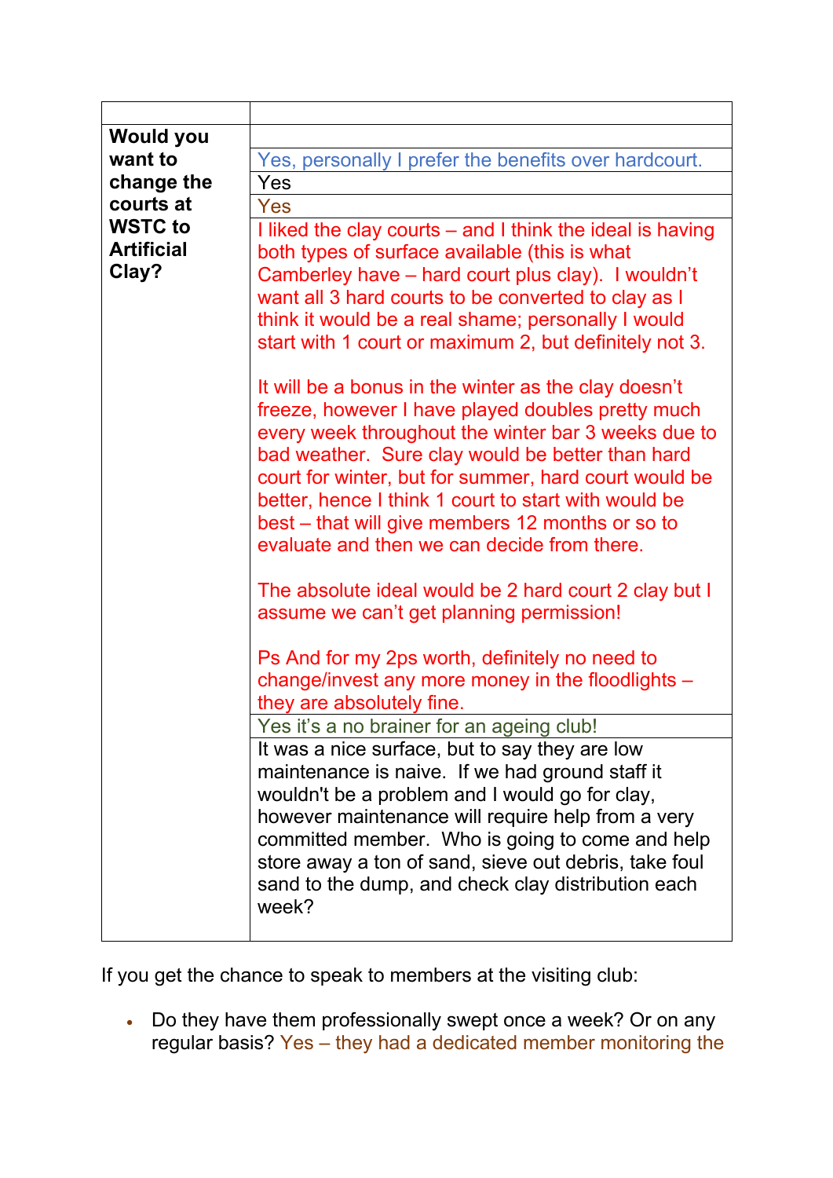| | |
|---|---|
| **Would you want to change the courts at WSTC to Artificial Clay?** | |
| | Yes, personally I prefer the benefits over hardcourt. |
| | Yes |
| | Yes |
| | I liked the clay courts – and I think the ideal is having both types of surface available (this is what Camberley have – hard court plus clay). I wouldn't want all 3 hard courts to be converted to clay as I think it would be a real shame; personally I would start with 1 court or maximum 2, but definitely not 3.<br><br>It will be a bonus in the winter as the clay doesn't freeze, however I have played doubles pretty much every week throughout the winter bar 3 weeks due to bad weather. Sure clay would be better than hard court for winter, but for summer, hard court would be better, hence I think 1 court to start with would be best – that will give members 12 months or so to evaluate and then we can decide from there.<br><br>The absolute ideal would be 2 hard court 2 clay but I assume we can't get planning permission!<br><br>Ps And for my 2ps worth, definitely no need to change/invest any more money in the floodlights – they are absolutely fine. |
| | Yes it's a no brainer for an ageing club! |
| | It was a nice surface, but to say they are low maintenance is naive. If we had ground staff it wouldn't be a problem and I would go for clay, however maintenance will require help from a very committed member. Who is going to come and help store away a ton of sand, sieve out debris, take foul sand to the dump, and check clay distribution each week? |

If you get the chance to speak to members at the visiting club:

- Do they have them professionally swept once a week? Or on any regular basis? Yes – they had a dedicated member monitoring the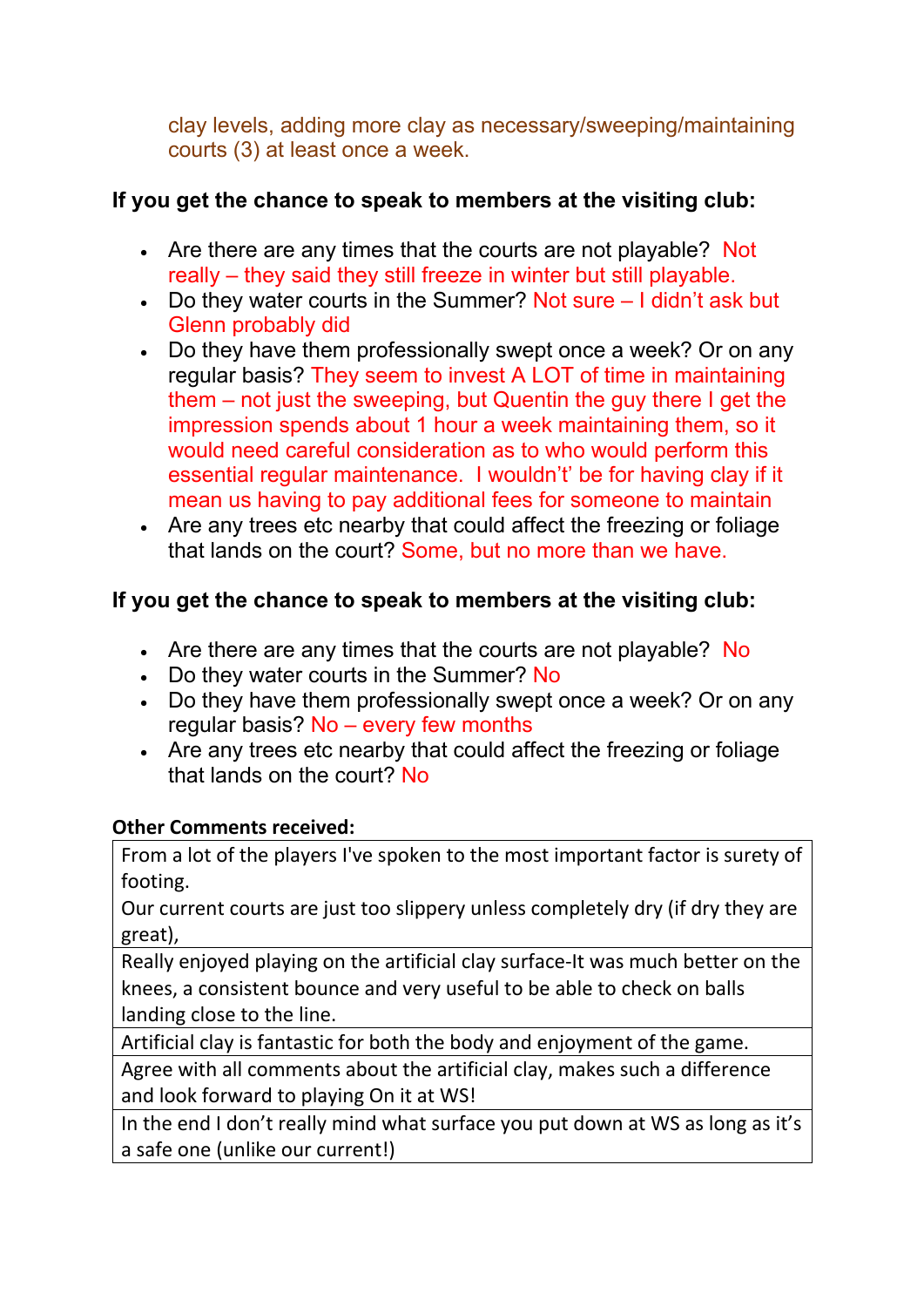clay levels, adding more clay as necessary/sweeping/maintaining courts (3) at least once a week.

**If you get the chance to speak to members at the visiting club:**

- Are there are any times that the courts are not playable? Not really – they said they still freeze in winter but still playable.
- Do they water courts in the Summer? Not sure – I didn't ask but Glenn probably did
- Do they have them professionally swept once a week? Or on any regular basis? They seem to invest A LOT of time in maintaining them – not just the sweeping, but Quentin the guy there I get the impression spends about 1 hour a week maintaining them, so it would need careful consideration as to who would perform this essential regular maintenance. I wouldn't' be for having clay if it mean us having to pay additional fees for someone to maintain
- Are any trees etc nearby that could affect the freezing or foliage that lands on the court? Some, but no more than we have.

**If you get the chance to speak to members at the visiting club:**

- Are there are any times that the courts are not playable? No
- Do they water courts in the Summer? No
- Do they have them professionally swept once a week? Or on any regular basis? No – every few months
- Are any trees etc nearby that could affect the freezing or foliage that lands on the court? No

**Other Comments received:**

| |
|---|
| From a lot of the players I've spoken to the most important factor is surety of footing.<br>Our current courts are just too slippery unless completely dry (if dry they are great), |
| Really enjoyed playing on the artificial clay surface-It was much better on the knees, a consistent bounce and very useful to be able to check on balls landing close to the line. |
| Artificial clay is fantastic for both the body and enjoyment of the game. |
| Agree with all comments about the artificial clay, makes such a difference and look forward to playing On it at WS! |
| In the end I don't really mind what surface you put down at WS as long as it's a safe one (unlike our current!) |